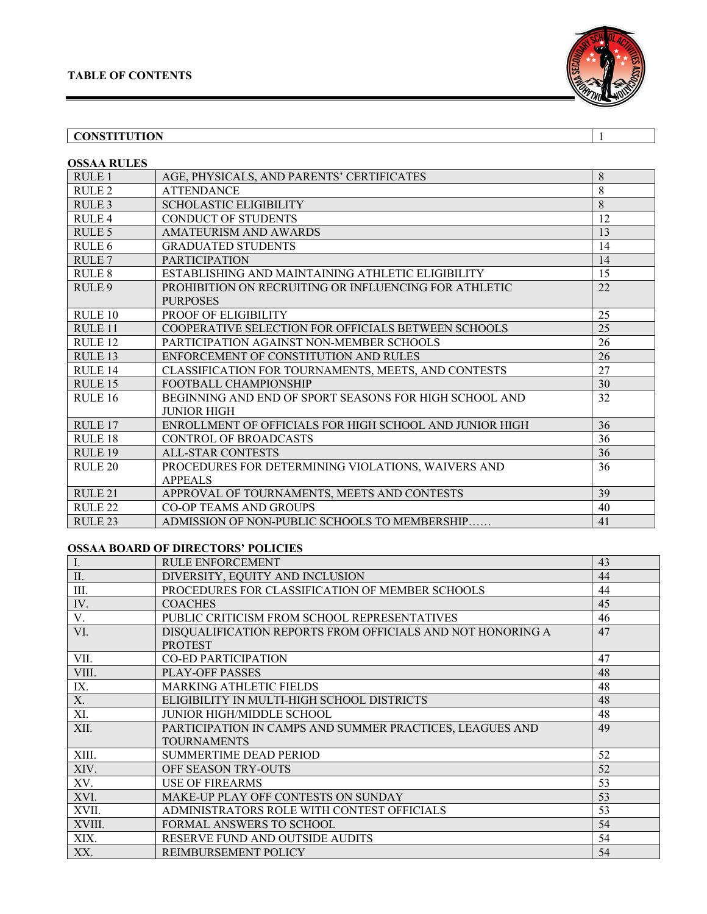# TABLE OF CONTENTS

| CONSTITUTION | 1 |
|---|---|

**OSSAA RULES**

| | | |
|---|---|---|
| RULE 1 | AGE, PHYSICALS, AND PARENTS' CERTIFICATES | 8 |
| RULE 2 | ATTENDANCE | 8 |
| RULE 3 | SCHOLASTIC ELIGIBILITY | 8 |
| RULE 4 | CONDUCT OF STUDENTS | 12 |
| RULE 5 | AMATEURISM AND AWARDS | 13 |
| RULE 6 | GRADUATED STUDENTS | 14 |
| RULE 7 | PARTICIPATION | 14 |
| RULE 8 | ESTABLISHING AND MAINTAINING ATHLETIC ELIGIBILITY | 15 |
| RULE 9 | PROHIBITION ON RECRUITING OR INFLUENCING FOR ATHLETIC PURPOSES | 22 |
| RULE 10 | PROOF OF ELIGIBILITY | 25 |
| RULE 11 | COOPERATIVE SELECTION FOR OFFICIALS BETWEEN SCHOOLS | 25 |
| RULE 12 | PARTICIPATION AGAINST NON-MEMBER SCHOOLS | 26 |
| RULE 13 | ENFORCEMENT OF CONSTITUTION AND RULES | 26 |
| RULE 14 | CLASSIFICATION FOR TOURNAMENTS, MEETS, AND CONTESTS | 27 |
| RULE 15 | FOOTBALL CHAMPIONSHIP | 30 |
| RULE 16 | BEGINNING AND END OF SPORT SEASONS FOR HIGH SCHOOL AND JUNIOR HIGH | 32 |
| RULE 17 | ENROLLMENT OF OFFICIALS FOR HIGH SCHOOL AND JUNIOR HIGH | 36 |
| RULE 18 | CONTROL OF BROADCASTS | 36 |
| RULE 19 | ALL-STAR CONTESTS | 36 |
| RULE 20 | PROCEDURES FOR DETERMINING VIOLATIONS, WAIVERS AND APPEALS | 36 |
| RULE 21 | APPROVAL OF TOURNAMENTS, MEETS AND CONTESTS | 39 |
| RULE 22 | CO-OP TEAMS AND GROUPS | 40 |
| RULE 23 | ADMISSION OF NON-PUBLIC SCHOOLS TO MEMBERSHIP…… | 41 |

**OSSAA BOARD OF DIRECTORS' POLICIES**

| | | |
|---|---|---|
| I. | RULE ENFORCEMENT | 43 |
| II. | DIVERSITY, EQUITY AND INCLUSION | 44 |
| III. | PROCEDURES FOR CLASSIFICATION OF MEMBER SCHOOLS | 44 |
| IV. | COACHES | 45 |
| V. | PUBLIC CRITICISM FROM SCHOOL REPRESENTATIVES | 46 |
| VI. | DISQUALIFICATION REPORTS FROM OFFICIALS AND NOT HONORING A PROTEST | 47 |
| VII. | CO-ED PARTICIPATION | 47 |
| VIII. | PLAY-OFF PASSES | 48 |
| IX. | MARKING ATHLETIC FIELDS | 48 |
| X. | ELIGIBILITY IN MULTI-HIGH SCHOOL DISTRICTS | 48 |
| XI. | JUNIOR HIGH/MIDDLE SCHOOL | 48 |
| XII. | PARTICIPATION IN CAMPS AND SUMMER PRACTICES, LEAGUES AND TOURNAMENTS | 49 |
| XIII. | SUMMERTIME DEAD PERIOD | 52 |
| XIV. | OFF SEASON TRY-OUTS | 52 |
| XV. | USE OF FIREARMS | 53 |
| XVI. | MAKE-UP PLAY OFF CONTESTS ON SUNDAY | 53 |
| XVII. | ADMINISTRATORS ROLE WITH CONTEST OFFICIALS | 53 |
| XVIII. | FORMAL ANSWERS TO SCHOOL | 54 |
| XIX. | RESERVE FUND AND OUTSIDE AUDITS | 54 |
| XX. | REIMBURSEMENT POLICY | 54 |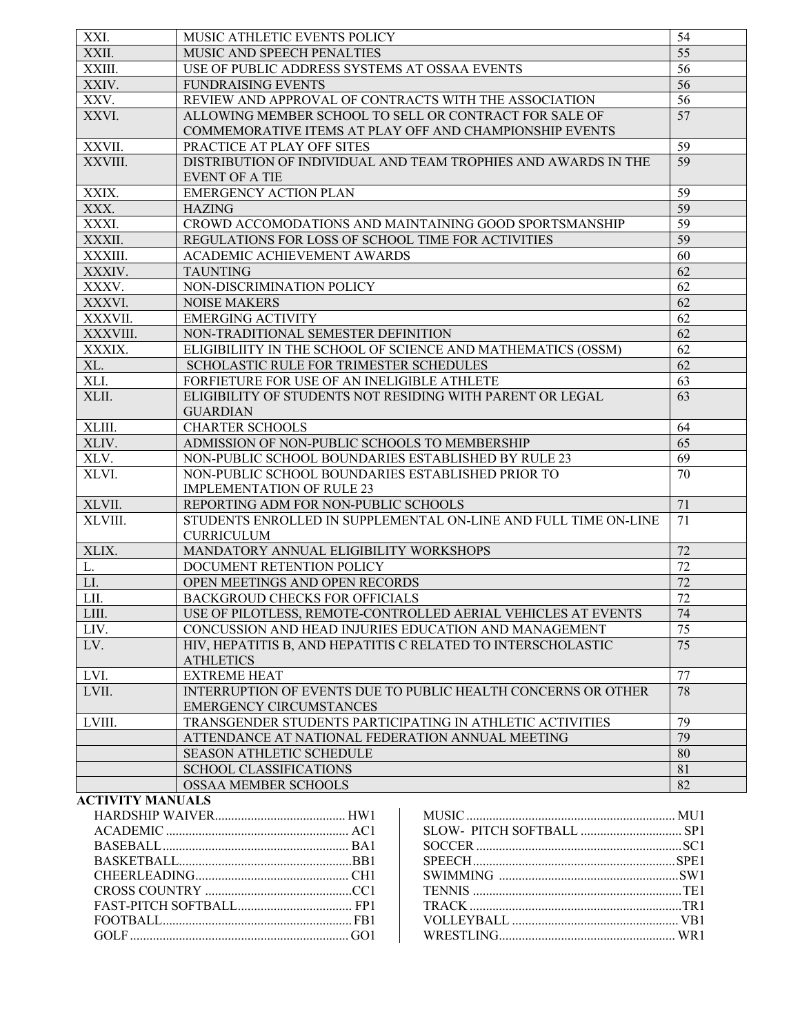| | | |
|---|---|---|
| XXI. | MUSIC ATHLETIC EVENTS POLICY | 54 |
| XXII. | MUSIC AND SPEECH PENALTIES | 55 |
| XXIII. | USE OF PUBLIC ADDRESS SYSTEMS AT OSSAA EVENTS | 56 |
| XXIV. | FUNDRAISING EVENTS | 56 |
| XXV. | REVIEW AND APPROVAL OF CONTRACTS WITH THE ASSOCIATION | 56 |
| XXVI. | ALLOWING MEMBER SCHOOL TO SELL OR CONTRACT FOR SALE OF COMMEMORATIVE ITEMS AT PLAY OFF AND CHAMPIONSHIP EVENTS | 57 |
| XXVII. | PRACTICE AT PLAY OFF SITES | 59 |
| XXVIII. | DISTRIBUTION OF INDIVIDUAL AND TEAM TROPHIES AND AWARDS IN THE EVENT OF A TIE | 59 |
| XXIX. | EMERGENCY ACTION PLAN | 59 |
| XXX. | HAZING | 59 |
| XXXI. | CROWD ACCOMODATIONS AND MAINTAINING GOOD SPORTSMANSHIP | 59 |
| XXXII. | REGULATIONS FOR LOSS OF SCHOOL TIME FOR ACTIVITIES | 59 |
| XXXIII. | ACADEMIC ACHIEVEMENT AWARDS | 60 |
| XXXIV. | TAUNTING | 62 |
| XXXV. | NON-DISCRIMINATION POLICY | 62 |
| XXXVI. | NOISE MAKERS | 62 |
| XXXVII. | EMERGING ACTIVITY | 62 |
| XXXVIII. | NON-TRADITIONAL SEMESTER DEFINITION | 62 |
| XXXIX. | ELIGIBILIITY IN THE SCHOOL OF SCIENCE AND MATHEMATICS (OSSM) | 62 |
| XL. | SCHOLASTIC RULE FOR TRIMESTER SCHEDULES | 62 |
| XLI. | FORFIETURE FOR USE OF AN INELIGIBLE ATHLETE | 63 |
| XLII. | ELIGIBILITY OF STUDENTS NOT RESIDING WITH PARENT OR LEGAL GUARDIAN | 63 |
| XLIII. | CHARTER SCHOOLS | 64 |
| XLIV. | ADMISSION OF NON-PUBLIC SCHOOLS TO MEMBERSHIP | 65 |
| XLV. | NON-PUBLIC SCHOOL BOUNDARIES ESTABLISHED BY RULE 23 | 69 |
| XLVI. | NON-PUBLIC SCHOOL BOUNDARIES ESTABLISHED PRIOR TO IMPLEMENTATION OF RULE 23 | 70 |
| XLVII. | REPORTING ADM FOR NON-PUBLIC SCHOOLS | 71 |
| XLVIII. | STUDENTS ENROLLED IN SUPPLEMENTAL ON-LINE AND FULL TIME ON-LINE CURRICULUM | 71 |
| XLIX. | MANDATORY ANNUAL ELIGIBILITY WORKSHOPS | 72 |
| L. | DOCUMENT RETENTION POLICY | 72 |
| LI. | OPEN MEETINGS AND OPEN RECORDS | 72 |
| LII. | BACKGROUD CHECKS FOR OFFICIALS | 72 |
| LIII. | USE OF PILOTLESS, REMOTE-CONTROLLED AERIAL VEHICLES AT EVENTS | 74 |
| LIV. | CONCUSSION AND HEAD INJURIES EDUCATION AND MANAGEMENT | 75 |
| LV. | HIV, HEPATITIS B, AND HEPATITIS C RELATED TO INTERSCHOLASTIC ATHLETICS | 75 |
| LVI. | EXTREME HEAT | 77 |
| LVII. | INTERRUPTION OF EVENTS DUE TO PUBLIC HEALTH CONCERNS OR OTHER EMERGENCY CIRCUMSTANCES | 78 |
| LVIII. | TRANSGENDER STUDENTS PARTICIPATING IN ATHLETIC ACTIVITIES | 79 |
| | ATTENDANCE AT NATIONAL FEDERATION ANNUAL MEETING | 79 |
| | SEASON ATHLETIC SCHEDULE | 80 |
| | SCHOOL CLASSIFICATIONS | 81 |
| | OSSAA MEMBER SCHOOLS | 82 |

**ACTIVITY MANUALS**

- HARDSHIP WAIVER........................................ HW1
- ACADEMIC ........................................ AC1
- BASEBALL........................................ BA1
- BASKETBALL........................................ BB1
- CHEERLEADING........................................ CH1
- CROSS COUNTRY ........................................ CC1
- FAST-PITCH SOFTBALL........................................ FP1
- FOOTBALL........................................ FB1
- GOLF ........................................ GO1
- MUSIC ........................................ MU1
- SLOW- PITCH SOFTBALL ........................................ SP1
- SOCCER ........................................ SC1
- SPEECH........................................ SPE1
- SWIMMING ........................................ SW1
- TENNIS ........................................ TE1
- TRACK ........................................ TR1
- VOLLEYBALL ........................................ VB1
- WRESTLING........................................ WR1